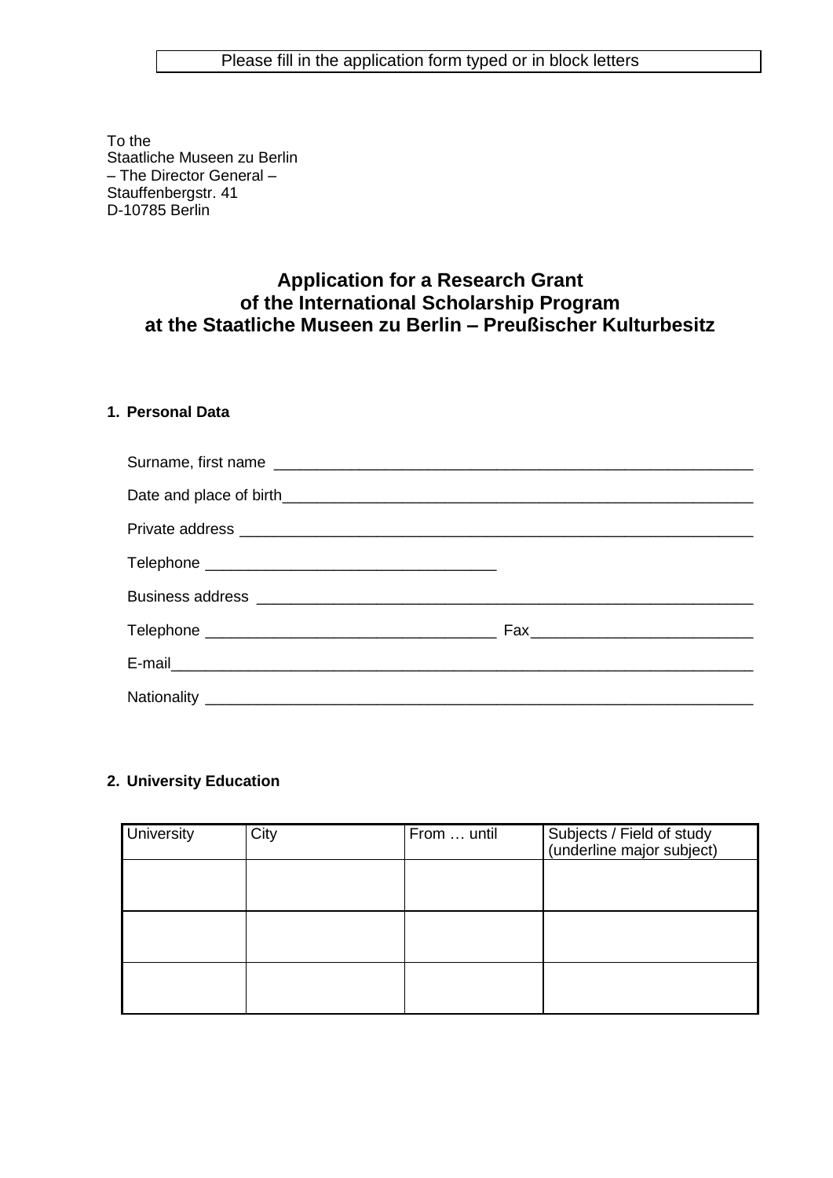Please fill in the application form typed or in block letters

To the
Staatliche Museen zu Berlin
– The Director General –
Stauffenbergstr. 41
D-10785 Berlin

# Application for a Research Grant of the International Scholarship Program at the Staatliche Museen zu Berlin – Preußischer Kulturbesitz

## 1. Personal Data

Surname, first name ____________________________________________________________

Date and place of birth__________________________________________________________

Private address ________________________________________________________________

Telephone ___________________________________

Business address _______________________________________________________________

Telephone ___________________________________ Fax__________________________

E-mail_______________________________________________________________________

Nationality ____________________________________________________________________

## 2. University Education

| University | City | From … until | Subjects / Field of study (underline major subject) |
|---|---|---|---|
| | | | |
| | | | |
| | | | |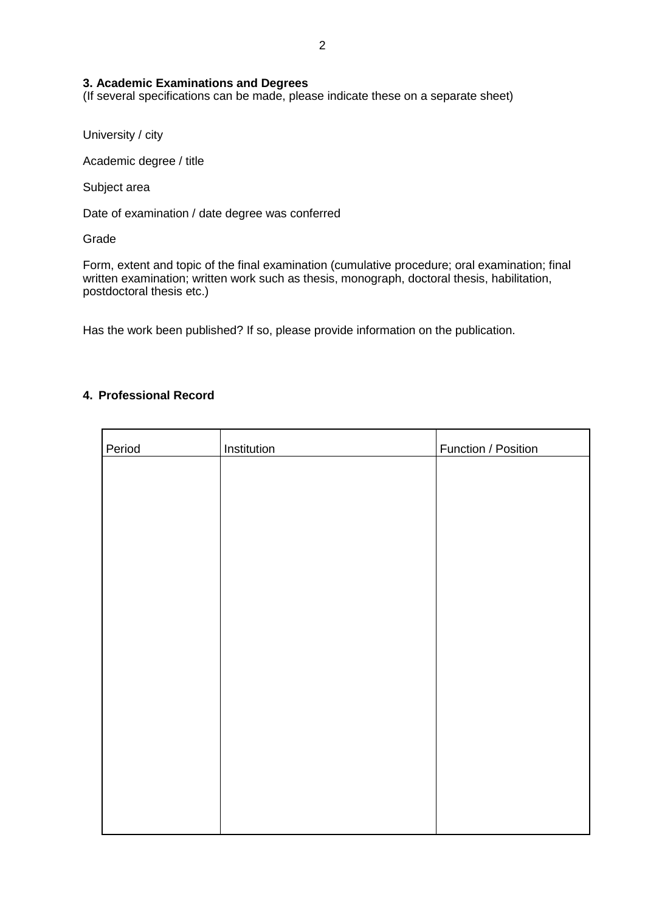### 3. Academic Examinations and Degrees

(If several specifications can be made, please indicate these on a separate sheet)

University / city

Academic degree / title

Subject area

Date of examination / date degree was conferred

Grade

Form, extent and topic of the final examination (cumulative procedure; oral examination; final written examination; written work such as thesis, monograph, doctoral thesis, habilitation, postdoctoral thesis etc.)

Has the work been published? If so, please provide information on the publication.

### 4. Professional Record

| Period | Institution | Function / Position |
| --- | --- | --- |
| | | |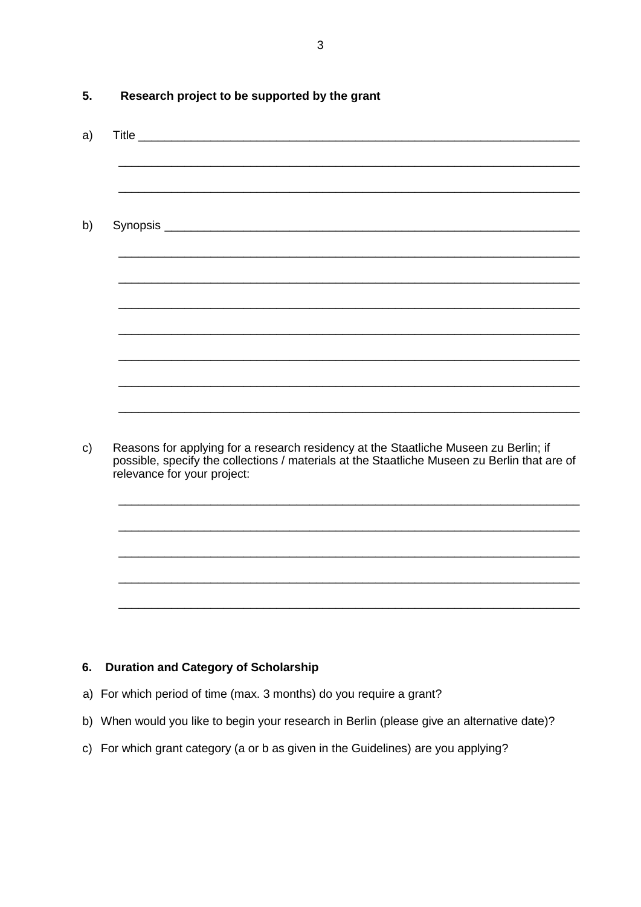## 5. Research project to be supported by the grant

a) Title ____________________________________________________________________

________________________________________________________________________

________________________________________________________________________

b) Synopsis _________________________________________________________________

________________________________________________________________________

________________________________________________________________________

________________________________________________________________________

________________________________________________________________________

________________________________________________________________________

________________________________________________________________________

________________________________________________________________________

c) Reasons for applying for a research residency at the Staatliche Museen zu Berlin; if possible, specify the collections / materials at the Staatliche Museen zu Berlin that are of relevance for your project:

________________________________________________________________________

________________________________________________________________________

________________________________________________________________________

________________________________________________________________________

________________________________________________________________________

## 6. Duration and Category of Scholarship

a) For which period of time (max. 3 months) do you require a grant?

b) When would you like to begin your research in Berlin (please give an alternative date)?

c) For which grant category (a or b as given in the Guidelines) are you applying?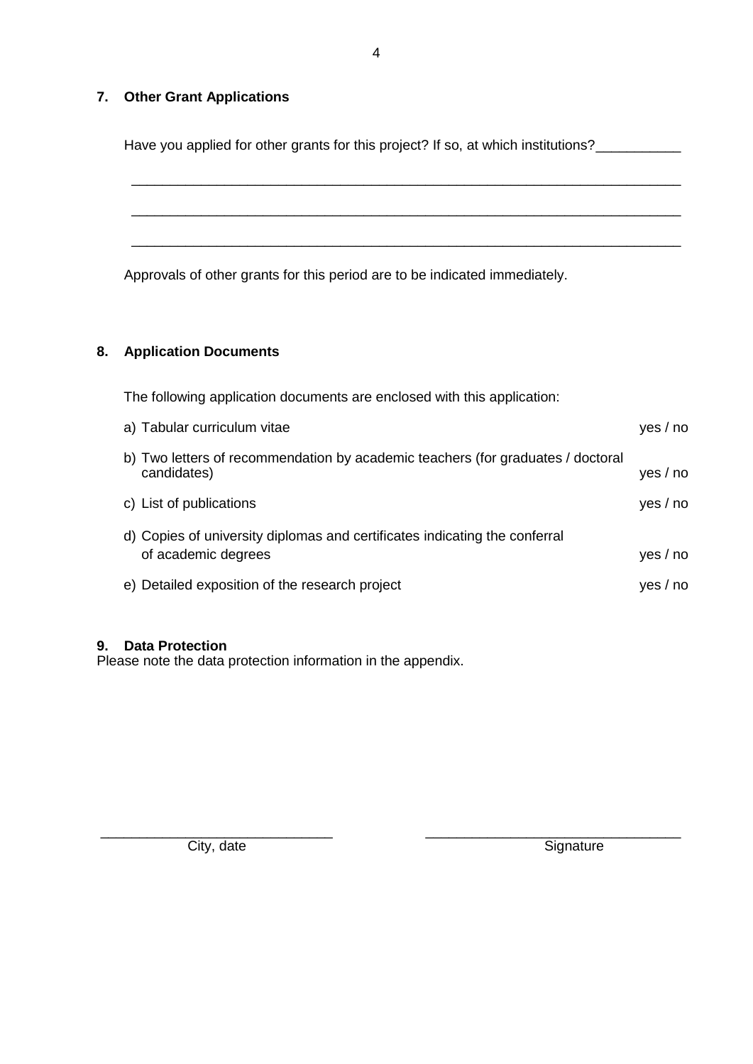## 7. Other Grant Applications

Have you applied for other grants for this project? If so, at which institutions?___________

_______________________________________________________________________

_______________________________________________________________________

_______________________________________________________________________

Approvals of other grants for this period are to be indicated immediately.

## 8. Application Documents

The following application documents are enclosed with this application:

| | |
|---|---|
| a) Tabular curriculum vitae | yes / no |
| b) Two letters of recommendation by academic teachers (for graduates / doctoral candidates) | yes / no |
| c) List of publications | yes / no |
| d) Copies of university diplomas and certificates indicating the conferral of academic degrees | yes / no |
| e) Detailed exposition of the research project | yes / no |

## 9. Data Protection

Please note the data protection information in the appendix.

______________________________ ______________________________

City, date Signature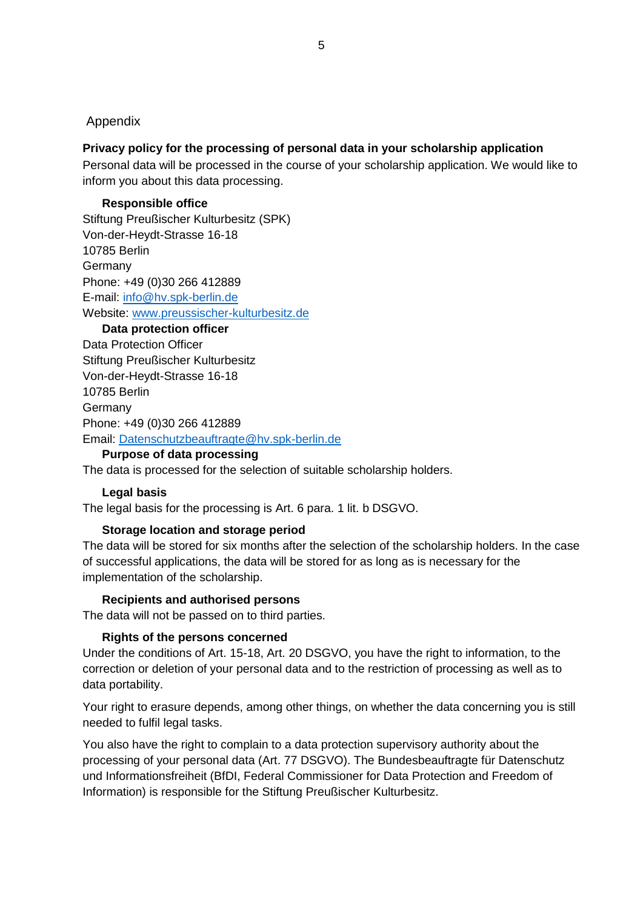Appendix

## Privacy policy for the processing of personal data in your scholarship application

Personal data will be processed in the course of your scholarship application. We would like to inform you about this data processing.

### Responsible office

Stiftung Preußischer Kulturbesitz (SPK)
Von-der-Heydt-Strasse 16-18
10785 Berlin
Germany
Phone: +49 (0)30 266 412889
E-mail: info@hv.spk-berlin.de
Website: www.preussischer-kulturbesitz.de

### Data protection officer

Data Protection Officer
Stiftung Preußischer Kulturbesitz
Von-der-Heydt-Strasse 16-18
10785 Berlin
Germany
Phone: +49 (0)30 266 412889
Email: Datenschutzbeauftragte@hv.spk-berlin.de

### Purpose of data processing

The data is processed for the selection of suitable scholarship holders.

### Legal basis

The legal basis for the processing is Art. 6 para. 1 lit. b DSGVO.

### Storage location and storage period

The data will be stored for six months after the selection of the scholarship holders. In the case of successful applications, the data will be stored for as long as is necessary for the implementation of the scholarship.

### Recipients and authorised persons

The data will not be passed on to third parties.

### Rights of the persons concerned

Under the conditions of Art. 15-18, Art. 20 DSGVO, you have the right to information, to the correction or deletion of your personal data and to the restriction of processing as well as to data portability.

Your right to erasure depends, among other things, on whether the data concerning you is still needed to fulfil legal tasks.

You also have the right to complain to a data protection supervisory authority about the processing of your personal data (Art. 77 DSGVO). The Bundesbeauftragte für Datenschutz und Informationsfreiheit (BfDI, Federal Commissioner for Data Protection and Freedom of Information) is responsible for the Stiftung Preußischer Kulturbesitz.